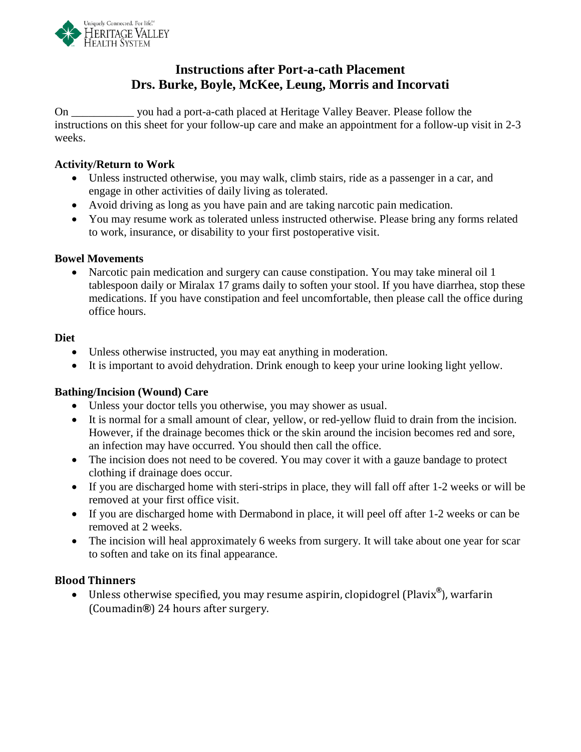Uniquely Connected. For life.℠
Heritage Valley Health System

# Instructions after Port-a-cath Placement
## Drs. Burke, Boyle, McKee, Leung, Morris and Incorvati

On ___________ you had a port-a-cath placed at Heritage Valley Beaver. Please follow the instructions on this sheet for your follow-up care and make an appointment for a follow-up visit in 2-3 weeks.

**Activity/Return to Work**

- Unless instructed otherwise, you may walk, climb stairs, ride as a passenger in a car, and engage in other activities of daily living as tolerated.
- Avoid driving as long as you have pain and are taking narcotic pain medication.
- You may resume work as tolerated unless instructed otherwise. Please bring any forms related to work, insurance, or disability to your first postoperative visit.

**Bowel Movements**

- Narcotic pain medication and surgery can cause constipation. You may take mineral oil 1 tablespoon daily or Miralax 17 grams daily to soften your stool. If you have diarrhea, stop these medications. If you have constipation and feel uncomfortable, then please call the office during office hours.

**Diet**

- Unless otherwise instructed, you may eat anything in moderation.
- It is important to avoid dehydration. Drink enough to keep your urine looking light yellow.

**Bathing/Incision (Wound) Care**

- Unless your doctor tells you otherwise, you may shower as usual.
- It is normal for a small amount of clear, yellow, or red-yellow fluid to drain from the incision. However, if the drainage becomes thick or the skin around the incision becomes red and sore, an infection may have occurred. You should then call the office.
- The incision does not need to be covered. You may cover it with a gauze bandage to protect clothing if drainage does occur.
- If you are discharged home with steri-strips in place, they will fall off after 1-2 weeks or will be removed at your first office visit.
- If you are discharged home with Dermabond in place, it will peel off after 1-2 weeks or can be removed at 2 weeks.
- The incision will heal approximately 6 weeks from surgery. It will take about one year for scar to soften and take on its final appearance.

**Blood Thinners**

- Unless otherwise specified, you may resume aspirin, clopidogrel (Plavix®), warfarin (Coumadin®) 24 hours after surgery.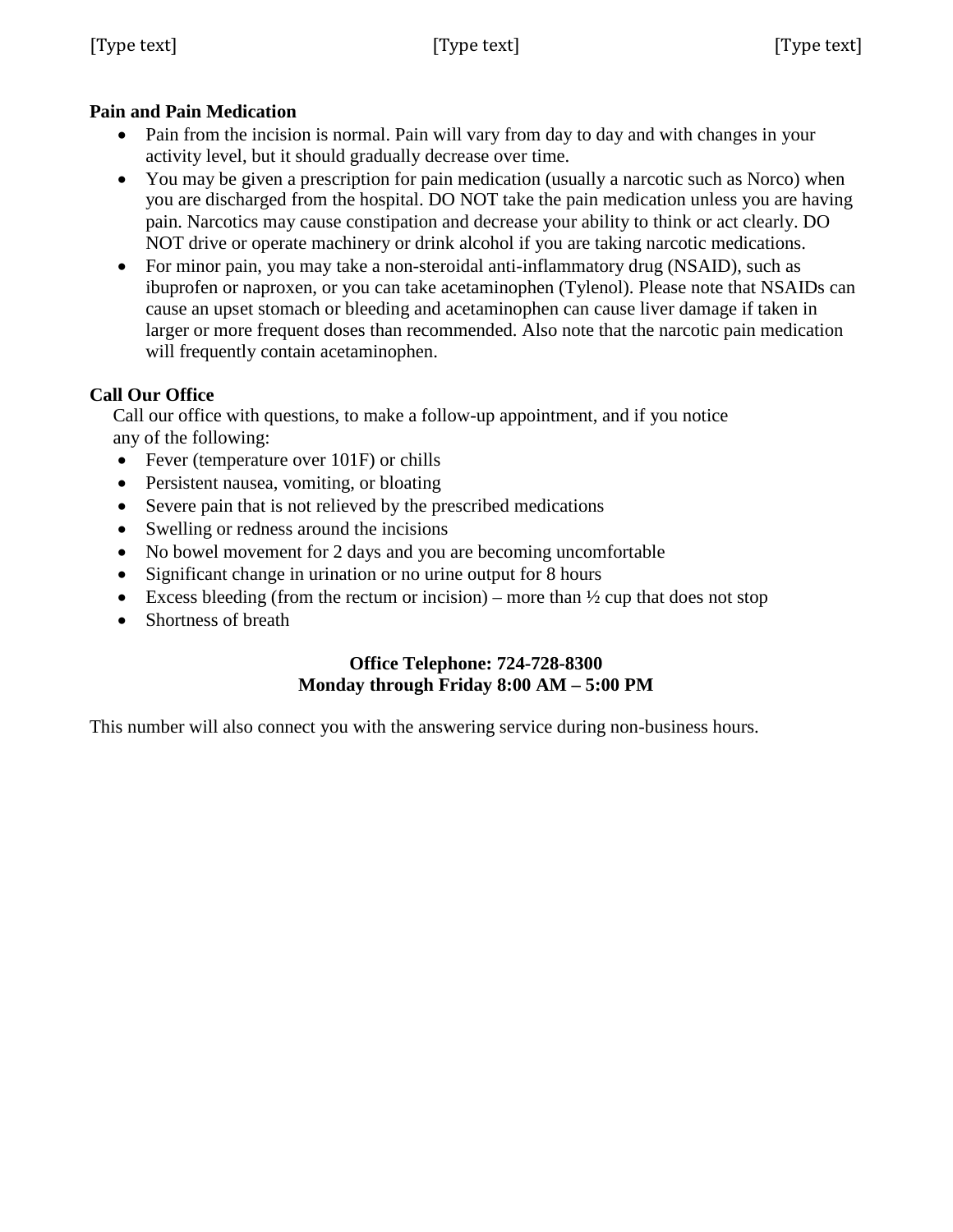**Pain and Pain Medication**

- Pain from the incision is normal. Pain will vary from day to day and with changes in your activity level, but it should gradually decrease over time.
- You may be given a prescription for pain medication (usually a narcotic such as Norco) when you are discharged from the hospital. DO NOT take the pain medication unless you are having pain. Narcotics may cause constipation and decrease your ability to think or act clearly. DO NOT drive or operate machinery or drink alcohol if you are taking narcotic medications.
- For minor pain, you may take a non-steroidal anti-inflammatory drug (NSAID), such as ibuprofen or naproxen, or you can take acetaminophen (Tylenol). Please note that NSAIDs can cause an upset stomach or bleeding and acetaminophen can cause liver damage if taken in larger or more frequent doses than recommended. Also note that the narcotic pain medication will frequently contain acetaminophen.

**Call Our Office**

Call our office with questions, to make a follow-up appointment, and if you notice any of the following:

- Fever (temperature over 101F) or chills
- Persistent nausea, vomiting, or bloating
- Severe pain that is not relieved by the prescribed medications
- Swelling or redness around the incisions
- No bowel movement for 2 days and you are becoming uncomfortable
- Significant change in urination or no urine output for 8 hours
- Excess bleeding (from the rectum or incision) – more than ½ cup that does not stop
- Shortness of breath

**Office Telephone: 724-728-8300**
**Monday through Friday 8:00 AM – 5:00 PM**

This number will also connect you with the answering service during non-business hours.